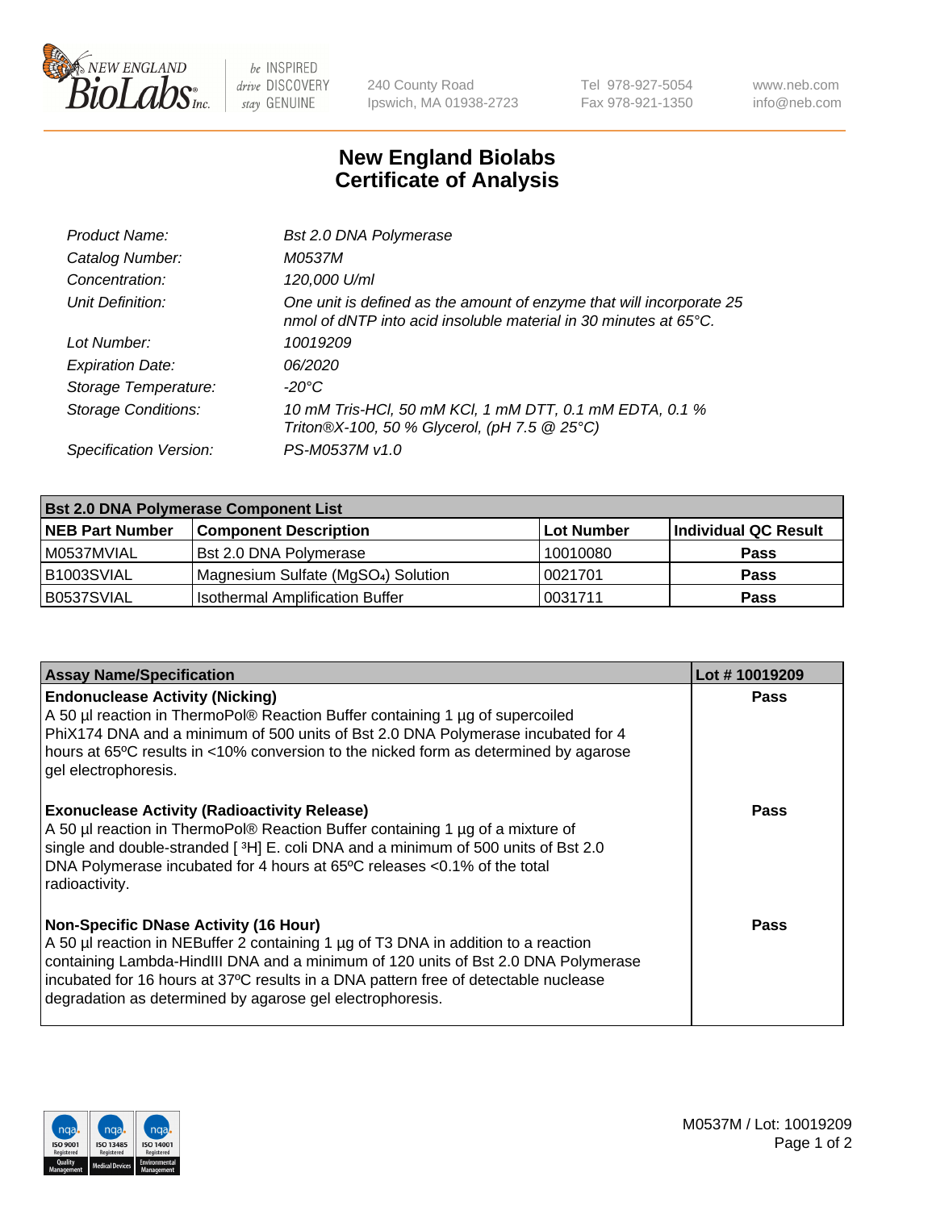# New England Biolabs
# Certificate of Analysis

| | |
|---|---|
| *Product Name:* | *Bst 2.0 DNA Polymerase* |
| *Catalog Number:* | *M0537M* |
| *Concentration:* | *120,000 U/ml* |
| *Unit Definition:* | *One unit is defined as the amount of enzyme that will incorporate 25 nmol of dNTP into acid insoluble material in 30 minutes at 65°C.* |
| *Lot Number:* | *10019209* |
| *Expiration Date:* | *06/2020* |
| *Storage Temperature:* | *-20°C* |
| *Storage Conditions:* | *10 mM Tris-HCl, 50 mM KCl, 1 mM DTT, 0.1 mM EDTA, 0.1 % Triton®X-100, 50 % Glycerol, (pH 7.5 @ 25°C)* |
| *Specification Version:* | *PS-M0537M v1.0* |

| **Bst 2.0 DNA Polymerase Component List** | | | |
|---|---|---|---|
| **NEB Part Number** | **Component Description** | **Lot Number** | **Individual QC Result** |
| M0537MVIAL | Bst 2.0 DNA Polymerase | 10010080 | **Pass** |
| B1003SVIAL | Magnesium Sulfate ($MgSO_4$) Solution | 0021701 | **Pass** |
| B0537SVIAL | Isothermal Amplification Buffer | 0031711 | **Pass** |

| **Assay Name/Specification** | **Lot # 10019209** |
|---|---|
| **Endonuclease Activity (Nicking)**<br>A 50 µl reaction in ThermoPol® Reaction Buffer containing 1 µg of supercoiled PhiX174 DNA and a minimum of 500 units of Bst 2.0 DNA Polymerase incubated for 4 hours at 65ºC results in <10% conversion to the nicked form as determined by agarose gel electrophoresis. | **Pass** |
| **Exonuclease Activity (Radioactivity Release)**<br>A 50 µl reaction in ThermoPol® Reaction Buffer containing 1 µg of a mixture of single and double-stranded [ $^3$H] E. coli DNA and a minimum of 500 units of Bst 2.0 DNA Polymerase incubated for 4 hours at 65ºC releases <0.1% of the total radioactivity. | **Pass** |
| **Non-Specific DNase Activity (16 Hour)**<br>A 50 µl reaction in NEBuffer 2 containing 1 µg of T3 DNA in addition to a reaction containing Lambda-HindIII DNA and a minimum of 120 units of Bst 2.0 DNA Polymerase incubated for 16 hours at 37ºC results in a DNA pattern free of detectable nuclease degradation as determined by agarose gel electrophoresis. | **Pass** |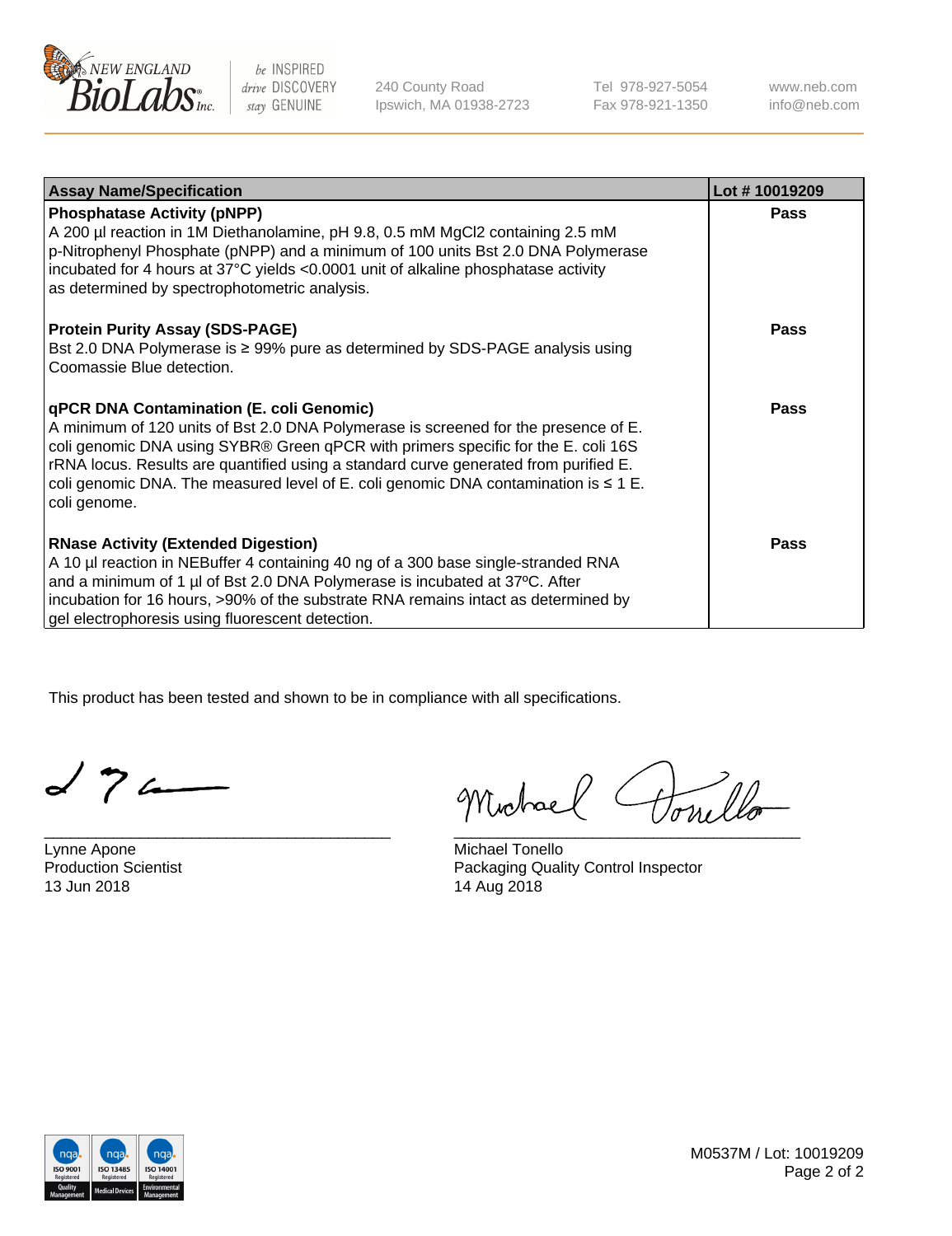240 County Road
Ipswich, MA 01938-2723

Tel 978-927-5054
Fax 978-921-1350

www.neb.com
info@neb.com

| Assay Name/Specification | Lot # 10019209 |
| --- | --- |
| **Phosphatase Activity (pNPP)**<br>A 200 µl reaction in 1M Diethanolamine, pH 9.8, 0.5 mM MgCl2 containing 2.5 mM p-Nitrophenyl Phosphate (pNPP) and a minimum of 100 units Bst 2.0 DNA Polymerase incubated for 4 hours at 37°C yields <0.0001 unit of alkaline phosphatase activity as determined by spectrophotometric analysis. | **Pass** |
| **Protein Purity Assay (SDS-PAGE)**<br>Bst 2.0 DNA Polymerase is ≥ 99% pure as determined by SDS-PAGE analysis using Coomassie Blue detection. | **Pass** |
| **qPCR DNA Contamination (E. coli Genomic)**<br>A minimum of 120 units of Bst 2.0 DNA Polymerase is screened for the presence of E. coli genomic DNA using SYBR® Green qPCR with primers specific for the E. coli 16S rRNA locus. Results are quantified using a standard curve generated from purified E. coli genomic DNA. The measured level of E. coli genomic DNA contamination is ≤ 1 E. coli genome. | **Pass** |
| **RNase Activity (Extended Digestion)**<br>A 10 µl reaction in NEBuffer 4 containing 40 ng of a 300 base single-stranded RNA and a minimum of 1 µl of Bst 2.0 DNA Polymerase is incubated at 37ºC. After incubation for 16 hours, >90% of the substrate RNA remains intact as determined by gel electrophoresis using fluorescent detection. | **Pass** |

This product has been tested and shown to be in compliance with all specifications.

Lynne Apone
Production Scientist
13 Jun 2018

Michael Tonello
Packaging Quality Control Inspector
14 Aug 2018

M0537M / Lot: 10019209